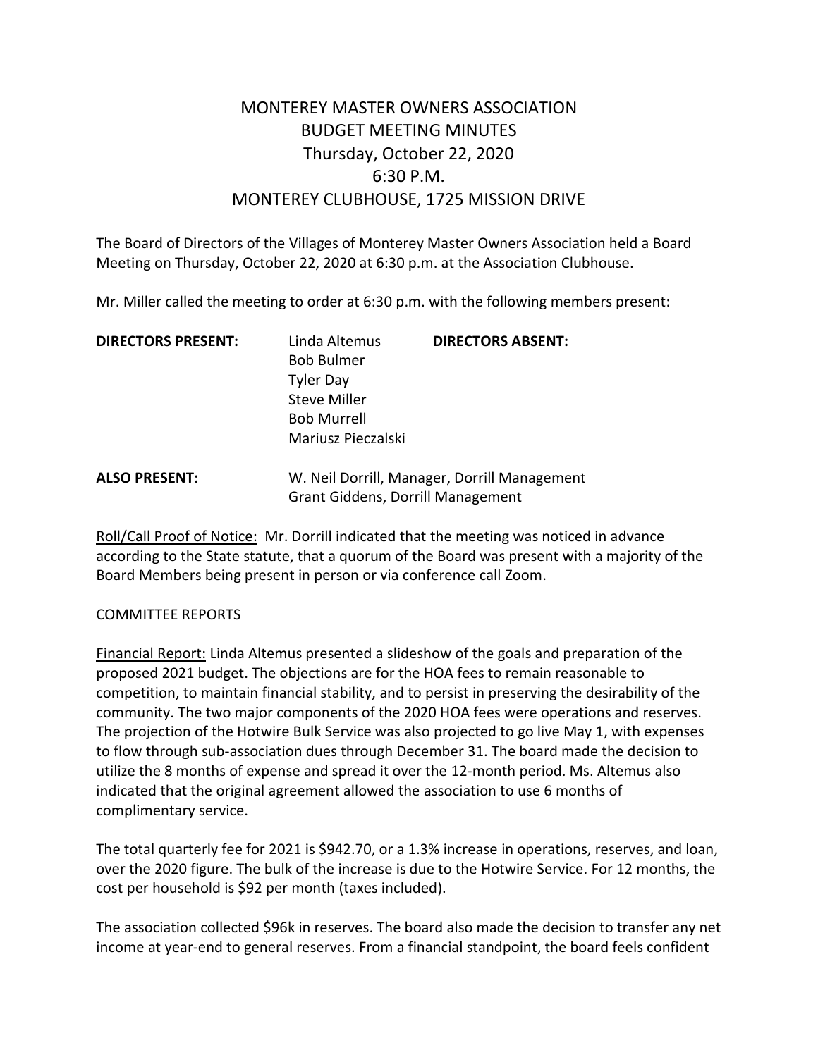# MONTEREY MASTER OWNERS ASSOCIATION
## BUDGET MEETING MINUTES
## Thursday, October 22, 2020
## 6:30 P.M.
## MONTEREY CLUBHOUSE, 1725 MISSION DRIVE

The Board of Directors of the Villages of Monterey Master Owners Association held a Board Meeting on Thursday, October 22, 2020 at 6:30 p.m. at the Association Clubhouse.

Mr. Miller called the meeting to order at 6:30 p.m. with the following members present:

| **DIRECTORS PRESENT:** | | **DIRECTORS ABSENT:** |
|---|---|---|
| | Linda Altemus | |
| | Bob Bulmer | |
| | Tyler Day | |
| | Steve Miller | |
| | Bob Murrell | |
| | Mariusz Pieczalski | |

**ALSO PRESENT:** W. Neil Dorrill, Manager, Dorrill Management
Grant Giddens, Dorrill Management

Roll/Call Proof of Notice: Mr. Dorrill indicated that the meeting was noticed in advance according to the State statute, that a quorum of the Board was present with a majority of the Board Members being present in person or via conference call Zoom.

COMMITTEE REPORTS

Financial Report: Linda Altemus presented a slideshow of the goals and preparation of the proposed 2021 budget. The objections are for the HOA fees to remain reasonable to competition, to maintain financial stability, and to persist in preserving the desirability of the community. The two major components of the 2020 HOA fees were operations and reserves. The projection of the Hotwire Bulk Service was also projected to go live May 1, with expenses to flow through sub-association dues through December 31. The board made the decision to utilize the 8 months of expense and spread it over the 12-month period. Ms. Altemus also indicated that the original agreement allowed the association to use 6 months of complimentary service.

The total quarterly fee for 2021 is $942.70, or a 1.3% increase in operations, reserves, and loan, over the 2020 figure. The bulk of the increase is due to the Hotwire Service. For 12 months, the cost per household is $92 per month (taxes included).

The association collected $96k in reserves. The board also made the decision to transfer any net income at year-end to general reserves. From a financial standpoint, the board feels confident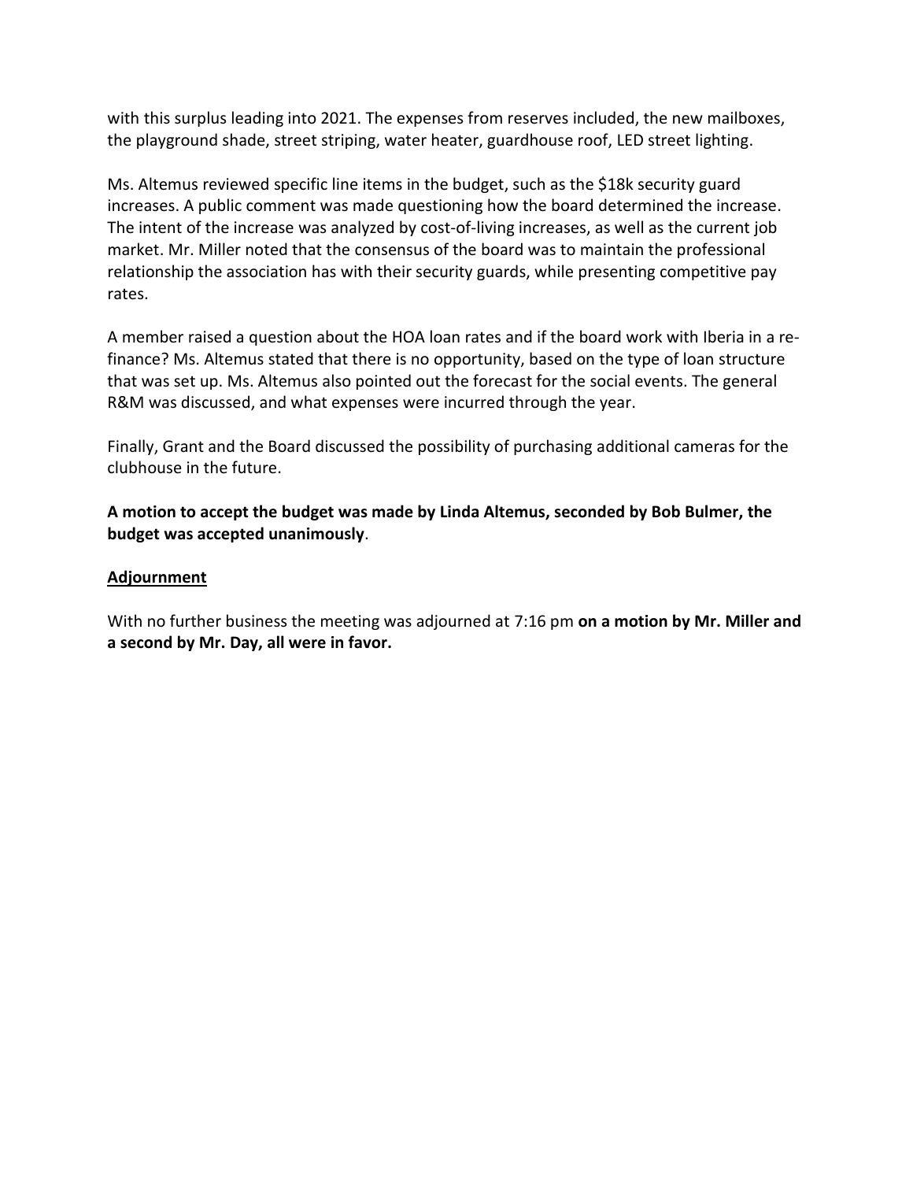with this surplus leading into 2021. The expenses from reserves included, the new mailboxes, the playground shade, street striping, water heater, guardhouse roof, LED street lighting.

Ms. Altemus reviewed specific line items in the budget, such as the $18k security guard increases. A public comment was made questioning how the board determined the increase. The intent of the increase was analyzed by cost-of-living increases, as well as the current job market. Mr. Miller noted that the consensus of the board was to maintain the professional relationship the association has with their security guards, while presenting competitive pay rates.

A member raised a question about the HOA loan rates and if the board work with Iberia in a re-finance? Ms. Altemus stated that there is no opportunity, based on the type of loan structure that was set up. Ms. Altemus also pointed out the forecast for the social events. The general R&M was discussed, and what expenses were incurred through the year.

Finally, Grant and the Board discussed the possibility of purchasing additional cameras for the clubhouse in the future.

**A motion to accept the budget was made by Linda Altemus, seconded by Bob Bulmer, the budget was accepted unanimously**.

**<u>Adjournment</u>**

With no further business the meeting was adjourned at 7:16 pm **on a motion by Mr. Miller and a second by Mr. Day, all were in favor.**